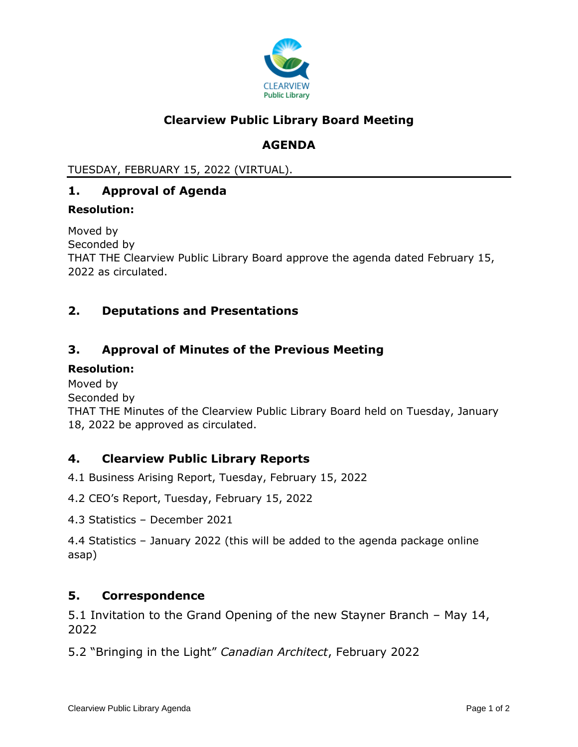# Clearview Public Library Board Meeting

## AGENDA

TUESDAY, FEBRUARY 15, 2022 (VIRTUAL).

## 1. Approval of Agenda

**Resolution:**

Moved by
Seconded by
THAT THE Clearview Public Library Board approve the agenda dated February 15, 2022 as circulated.

## 2. Deputations and Presentations

## 3. Approval of Minutes of the Previous Meeting

**Resolution:**

Moved by
Seconded by
THAT THE Minutes of the Clearview Public Library Board held on Tuesday, January 18, 2022 be approved as circulated.

## 4. Clearview Public Library Reports

4.1 Business Arising Report, Tuesday, February 15, 2022

4.2 CEO's Report, Tuesday, February 15, 2022

4.3 Statistics – December 2021

4.4 Statistics – January 2022 (this will be added to the agenda package online asap)

## 5. Correspondence

5.1 Invitation to the Grand Opening of the new Stayner Branch – May 14, 2022

5.2 "Bringing in the Light" *Canadian Architect*, February 2022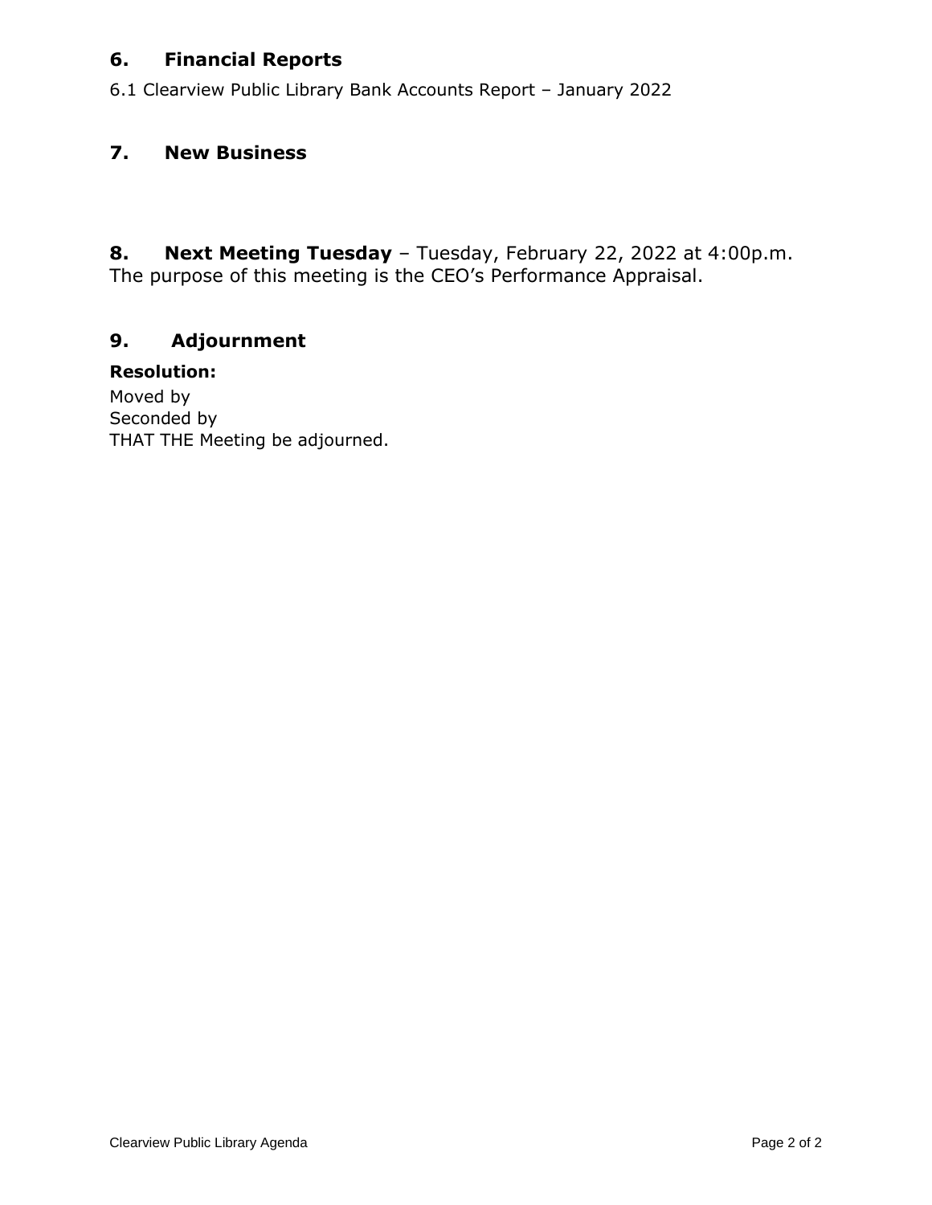## 6. Financial Reports

6.1 Clearview Public Library Bank Accounts Report – January 2022

## 7. New Business

**8. Next Meeting Tuesday** – Tuesday, February 22, 2022 at 4:00p.m.
The purpose of this meeting is the CEO's Performance Appraisal.

## 9. Adjournment

**Resolution:**

Moved by
Seconded by
THAT THE Meeting be adjourned.